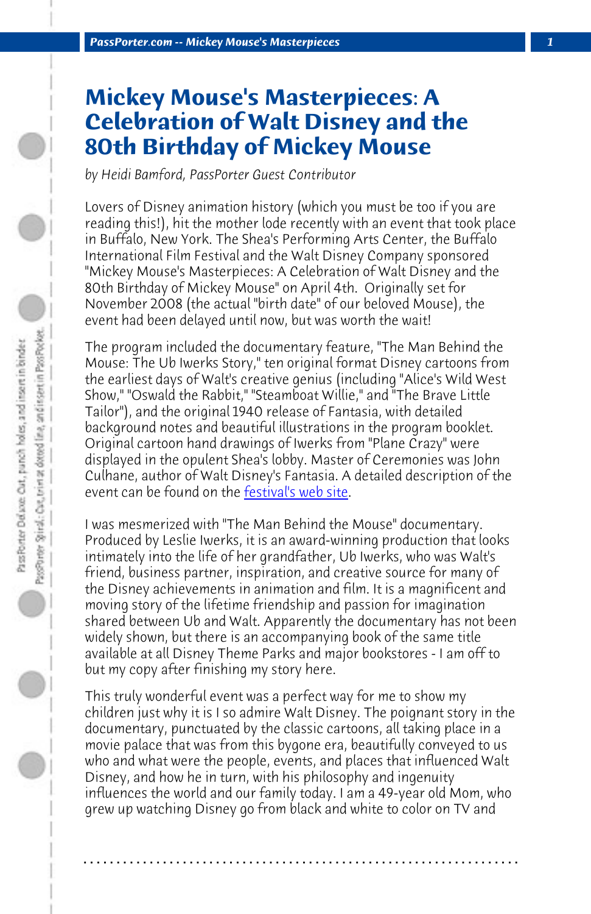# Mickey Mouse's Masterpieces: A Celebration of Walt Disney and the 80th Birthday of Mickey Mouse

*by Heidi Bamford, PassPorter Guest Contributor*

Lovers of Disney animation history (which you must be too if you are reading this!), hit the mother lode recently with an event that took place in Buffalo, New York. The Shea's Performing Arts Center, the Buffalo International Film Festival and the Walt Disney Company sponsored "Mickey Mouse's Masterpieces: A Celebration of Walt Disney and the 80th Birthday of Mickey Mouse" on April 4th. Originally set for November 2008 (the actual "birth date" of our beloved Mouse), the event had been delayed until now, but was worth the wait!

The program included the documentary feature, "The Man Behind the Mouse: The Ub Iwerks Story," ten original format Disney cartoons from the earliest days of Walt's creative genius (including "Alice's Wild West Show," "Oswald the Rabbit," "Steamboat Willie," and "The Brave Little Tailor"), and the original 1940 release of Fantasia, with detailed background notes and beautiful illustrations in the program booklet. Original cartoon hand drawings of Iwerks from "Plane Crazy" were displayed in the opulent Shea's lobby. Master of Ceremonies was John Culhane, author of Walt Disney's Fantasia. A detailed description of the event can be found on the festival's web site.

I was mesmerized with "The Man Behind the Mouse" documentary. Produced by Leslie Iwerks, it is an award-winning production that looks intimately into the life of her grandfather, Ub Iwerks, who was Walt's friend, business partner, inspiration, and creative source for many of the Disney achievements in animation and film. It is a magnificent and moving story of the lifetime friendship and passion for imagination shared between Ub and Walt. Apparently the documentary has not been widely shown, but there is an accompanying book of the same title available at all Disney Theme Parks and major bookstores - I am off to but my copy after finishing my story here.

This truly wonderful event was a perfect way for me to show my children just why it is I so admire Walt Disney. The poignant story in the documentary, punctuated by the classic cartoons, all taking place in a movie palace that was from this bygone era, beautifully conveyed to us who and what were the people, events, and places that influenced Walt Disney, and how he in turn, with his philosophy and ingenuity influences the world and our family today. I am a 49-year old Mom, who grew up watching Disney go from black and white to color on TV and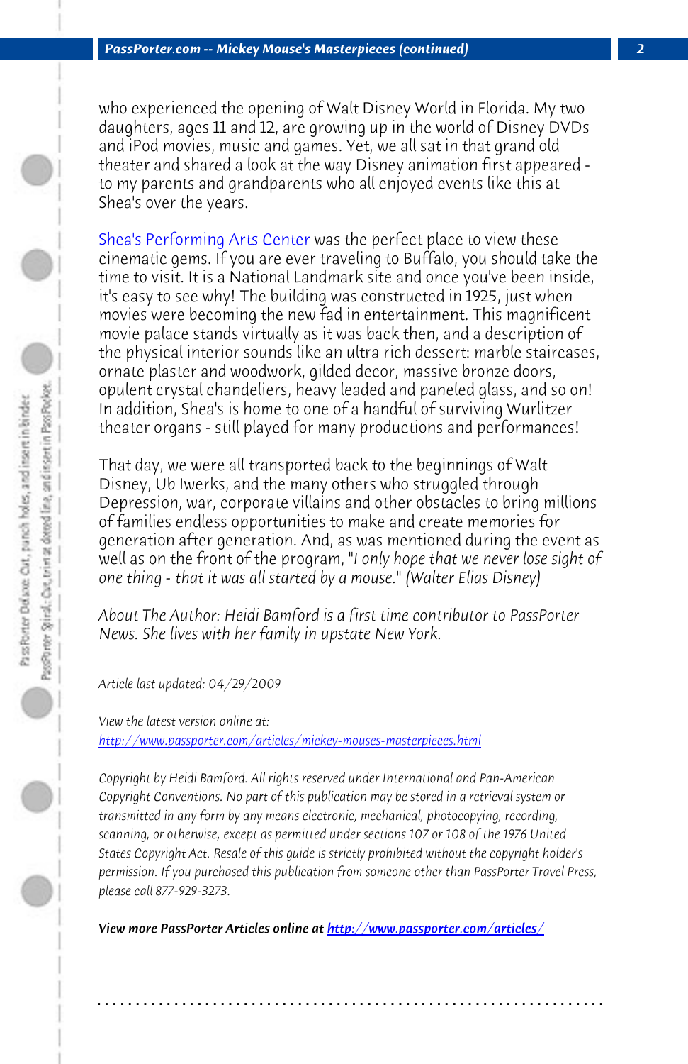who experienced the opening of Walt Disney World in Florida. My two daughters, ages 11 and 12, are growing up in the world of Disney DVDs and iPod movies, music and games. Yet, we all sat in that grand old theater and shared a look at the way Disney animation first appeared - to my parents and grandparents who all enjoyed events like this at Shea's over the years.

Shea's Performing Arts Center was the perfect place to view these cinematic gems. If you are ever traveling to Buffalo, you should take the time to visit. It is a National Landmark site and once you've been inside, it's easy to see why! The building was constructed in 1925, just when movies were becoming the new fad in entertainment. This magnificent movie palace stands virtually as it was back then, and a description of the physical interior sounds like an ultra rich dessert: marble staircases, ornate plaster and woodwork, gilded decor, massive bronze doors, opulent crystal chandeliers, heavy leaded and paneled glass, and so on! In addition, Shea's is home to one of a handful of surviving Wurlitzer theater organs - still played for many productions and performances!

That day, we were all transported back to the beginnings of Walt Disney, Ub Iwerks, and the many others who struggled through Depression, war, corporate villains and other obstacles to bring millions of families endless opportunities to make and create memories for generation after generation. And, as was mentioned during the event as well as on the front of the program, *"I only hope that we never lose sight of one thing - that it was all started by a mouse." (Walter Elias Disney)*

*About The Author: Heidi Bamford is a first time contributor to PassPorter News. She lives with her family in upstate New York.*

*Article last updated: 04/29/2009*

*View the latest version online at:*
*http://www.passporter.com/articles/mickey-mouses-masterpieces.html*

*Copyright by Heidi Bamford. All rights reserved under International and Pan-American Copyright Conventions. No part of this publication may be stored in a retrieval system or transmitted in any form by any means electronic, mechanical, photocopying, recording, scanning, or otherwise, except as permitted under sections 107 or 108 of the 1976 United States Copyright Act. Resale of this guide is strictly prohibited without the copyright holder's permission. If you purchased this publication from someone other than PassPorter Travel Press, please call 877-929-3273.*

***View more PassPorter Articles online at http://www.passporter.com/articles/***